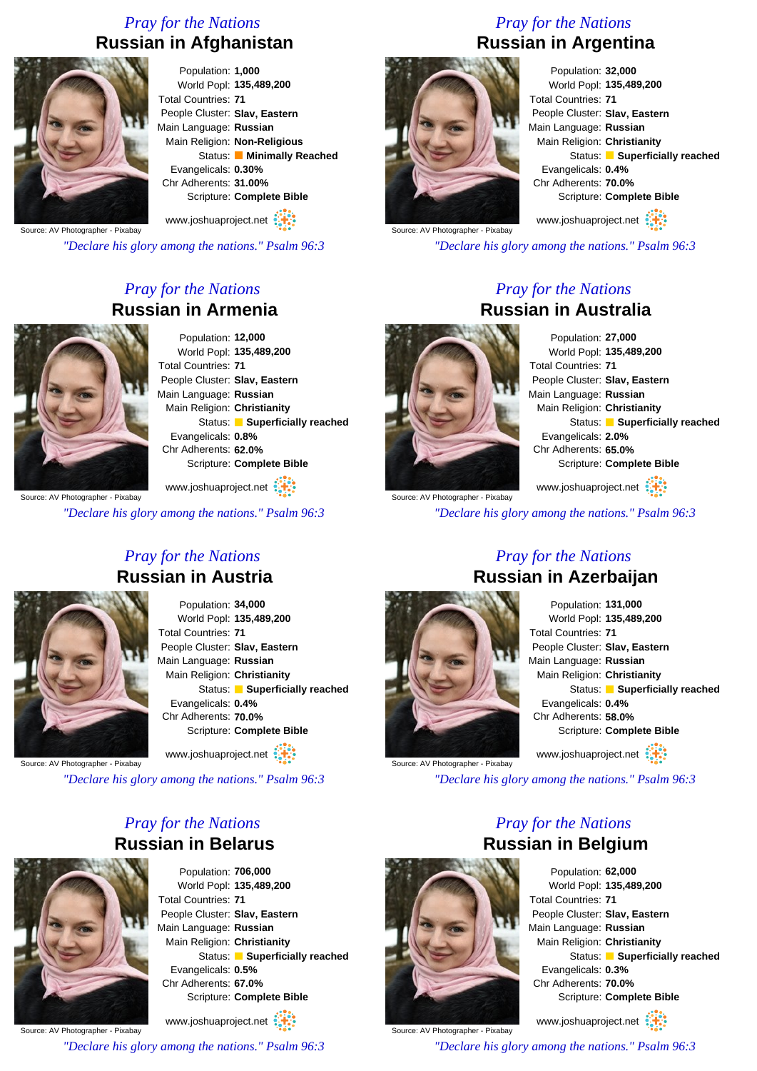*Pray for the Nations*

## Russian in Afghanistan

Source: AV Photographer - Pixabay

Population: **1,000**
World Popl: **135,489,200**
Total Countries: **71**
People Cluster: **Slav, Eastern**
Main Language: **Russian**
Main Religion: **Non-Religious**
Status: **Minimally Reached**
Evangelicals: **0.30%**
Chr Adherents: **31.00%**
Scripture: **Complete Bible**

www.joshuaproject.net

*"Declare his glory among the nations." Psalm 96:3*

*Pray for the Nations*

## Russian in Argentina

Source: AV Photographer - Pixabay

Population: **32,000**
World Popl: **135,489,200**
Total Countries: **71**
People Cluster: **Slav, Eastern**
Main Language: **Russian**
Main Religion: **Christianity**
Status: **Superficially reached**
Evangelicals: **0.4%**
Chr Adherents: **70.0%**
Scripture: **Complete Bible**

www.joshuaproject.net

*"Declare his glory among the nations." Psalm 96:3*

*Pray for the Nations*

## Russian in Armenia

Source: AV Photographer - Pixabay

Population: **12,000**
World Popl: **135,489,200**
Total Countries: **71**
People Cluster: **Slav, Eastern**
Main Language: **Russian**
Main Religion: **Christianity**
Status: **Superficially reached**
Evangelicals: **0.8%**
Chr Adherents: **62.0%**
Scripture: **Complete Bible**

www.joshuaproject.net

*"Declare his glory among the nations." Psalm 96:3*

*Pray for the Nations*

## Russian in Australia

Source: AV Photographer - Pixabay

Population: **27,000**
World Popl: **135,489,200**
Total Countries: **71**
People Cluster: **Slav, Eastern**
Main Language: **Russian**
Main Religion: **Christianity**
Status: **Superficially reached**
Evangelicals: **2.0%**
Chr Adherents: **65.0%**
Scripture: **Complete Bible**

www.joshuaproject.net

*"Declare his glory among the nations." Psalm 96:3*

*Pray for the Nations*

## Russian in Austria

Source: AV Photographer - Pixabay

Population: **34,000**
World Popl: **135,489,200**
Total Countries: **71**
People Cluster: **Slav, Eastern**
Main Language: **Russian**
Main Religion: **Christianity**
Status: **Superficially reached**
Evangelicals: **0.4%**
Chr Adherents: **70.0%**
Scripture: **Complete Bible**

www.joshuaproject.net

*"Declare his glory among the nations." Psalm 96:3*

*Pray for the Nations*

## Russian in Azerbaijan

Source: AV Photographer - Pixabay

Population: **131,000**
World Popl: **135,489,200**
Total Countries: **71**
People Cluster: **Slav, Eastern**
Main Language: **Russian**
Main Religion: **Christianity**
Status: **Superficially reached**
Evangelicals: **0.4%**
Chr Adherents: **58.0%**
Scripture: **Complete Bible**

www.joshuaproject.net

*"Declare his glory among the nations." Psalm 96:3*

*Pray for the Nations*

## Russian in Belarus

Source: AV Photographer - Pixabay

Population: **706,000**
World Popl: **135,489,200**
Total Countries: **71**
People Cluster: **Slav, Eastern**
Main Language: **Russian**
Main Religion: **Christianity**
Status: **Superficially reached**
Evangelicals: **0.5%**
Chr Adherents: **67.0%**
Scripture: **Complete Bible**

www.joshuaproject.net

*"Declare his glory among the nations." Psalm 96:3*

*Pray for the Nations*

## Russian in Belgium

Source: AV Photographer - Pixabay

Population: **62,000**
World Popl: **135,489,200**
Total Countries: **71**
People Cluster: **Slav, Eastern**
Main Language: **Russian**
Main Religion: **Christianity**
Status: **Superficially reached**
Evangelicals: **0.3%**
Chr Adherents: **70.0%**
Scripture: **Complete Bible**

www.joshuaproject.net

*"Declare his glory among the nations." Psalm 96:3*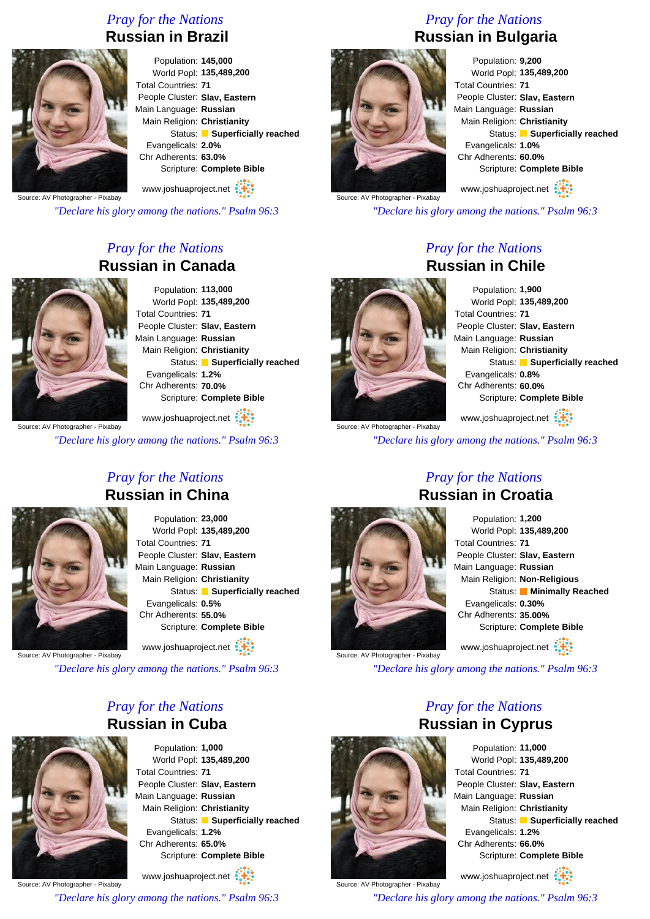## Pray for the Nations

# Russian in Brazil

Population: **145,000**
World Popl: **135,489,200**
Total Countries: **71**
People Cluster: **Slav, Eastern**
Main Language: **Russian**
Main Religion: **Christianity**
Status: **Superficially reached**
Evangelicals: **2.0%**
Chr Adherents: **63.0%**
Scripture: **Complete Bible**

Source: AV Photographer - Pixabay

www.joshuaproject.net

*"Declare his glory among the nations." Psalm 96:3*

## Pray for the Nations

# Russian in Bulgaria

Population: **9,200**
World Popl: **135,489,200**
Total Countries: **71**
People Cluster: **Slav, Eastern**
Main Language: **Russian**
Main Religion: **Christianity**
Status: **Superficially reached**
Evangelicals: **1.0%**
Chr Adherents: **60.0%**
Scripture: **Complete Bible**

Source: AV Photographer - Pixabay

www.joshuaproject.net

*"Declare his glory among the nations." Psalm 96:3*

## Pray for the Nations

# Russian in Canada

Population: **113,000**
World Popl: **135,489,200**
Total Countries: **71**
People Cluster: **Slav, Eastern**
Main Language: **Russian**
Main Religion: **Christianity**
Status: **Superficially reached**
Evangelicals: **1.2%**
Chr Adherents: **70.0%**
Scripture: **Complete Bible**

Source: AV Photographer - Pixabay

www.joshuaproject.net

*"Declare his glory among the nations." Psalm 96:3*

## Pray for the Nations

# Russian in Chile

Population: **1,900**
World Popl: **135,489,200**
Total Countries: **71**
People Cluster: **Slav, Eastern**
Main Language: **Russian**
Main Religion: **Christianity**
Status: **Superficially reached**
Evangelicals: **0.8%**
Chr Adherents: **60.0%**
Scripture: **Complete Bible**

Source: AV Photographer - Pixabay

www.joshuaproject.net

*"Declare his glory among the nations." Psalm 96:3*

## Pray for the Nations

# Russian in China

Population: **23,000**
World Popl: **135,489,200**
Total Countries: **71**
People Cluster: **Slav, Eastern**
Main Language: **Russian**
Main Religion: **Christianity**
Status: **Superficially reached**
Evangelicals: **0.5%**
Chr Adherents: **55.0%**
Scripture: **Complete Bible**

Source: AV Photographer - Pixabay

www.joshuaproject.net

*"Declare his glory among the nations." Psalm 96:3*

## Pray for the Nations

# Russian in Croatia

Population: **1,200**
World Popl: **135,489,200**
Total Countries: **71**
People Cluster: **Slav, Eastern**
Main Language: **Russian**
Main Religion: **Non-Religious**
Status: **Minimally Reached**
Evangelicals: **0.30%**
Chr Adherents: **35.00%**
Scripture: **Complete Bible**

Source: AV Photographer - Pixabay

www.joshuaproject.net

*"Declare his glory among the nations." Psalm 96:3*

## Pray for the Nations

# Russian in Cuba

Population: **1,000**
World Popl: **135,489,200**
Total Countries: **71**
People Cluster: **Slav, Eastern**
Main Language: **Russian**
Main Religion: **Christianity**
Status: **Superficially reached**
Evangelicals: **1.2%**
Chr Adherents: **65.0%**
Scripture: **Complete Bible**

Source: AV Photographer - Pixabay

www.joshuaproject.net

*"Declare his glory among the nations." Psalm 96:3*

## Pray for the Nations

# Russian in Cyprus

Population: **11,000**
World Popl: **135,489,200**
Total Countries: **71**
People Cluster: **Slav, Eastern**
Main Language: **Russian**
Main Religion: **Christianity**
Status: **Superficially reached**
Evangelicals: **1.2%**
Chr Adherents: **66.0%**
Scripture: **Complete Bible**

Source: AV Photographer - Pixabay

www.joshuaproject.net

*"Declare his glory among the nations." Psalm 96:3*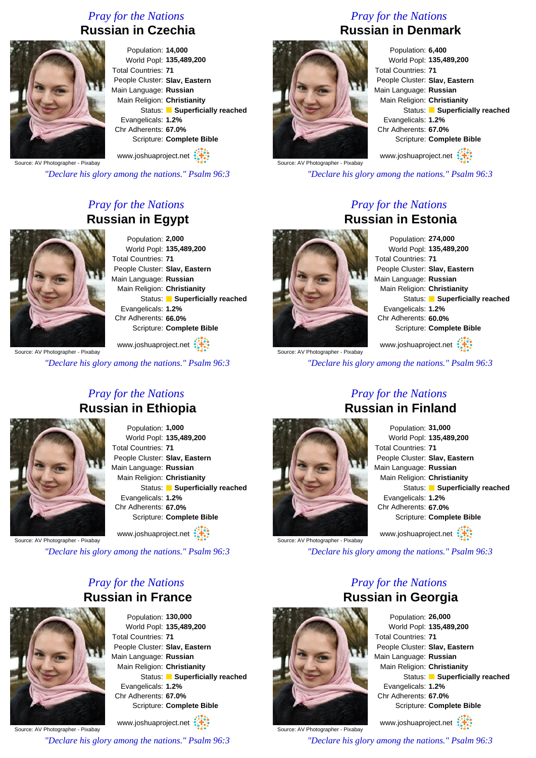*Pray for the Nations*

## Russian in Czechia

Source: AV Photographer - Pixabay

Population: **14,000**
World Popl: **135,489,200**
Total Countries: **71**
People Cluster: **Slav, Eastern**
Main Language: **Russian**
Main Religion: **Christianity**
Status: **Superficially reached**
Evangelicals: **1.2%**
Chr Adherents: **67.0%**
Scripture: **Complete Bible**

www.joshuaproject.net

*"Declare his glory among the nations." Psalm 96:3*

*Pray for the Nations*

## Russian in Denmark

Source: AV Photographer - Pixabay

Population: **6,400**
World Popl: **135,489,200**
Total Countries: **71**
People Cluster: **Slav, Eastern**
Main Language: **Russian**
Main Religion: **Christianity**
Status: **Superficially reached**
Evangelicals: **1.2%**
Chr Adherents: **67.0%**
Scripture: **Complete Bible**

www.joshuaproject.net

*"Declare his glory among the nations." Psalm 96:3*

*Pray for the Nations*

## Russian in Egypt

Source: AV Photographer - Pixabay

Population: **2,000**
World Popl: **135,489,200**
Total Countries: **71**
People Cluster: **Slav, Eastern**
Main Language: **Russian**
Main Religion: **Christianity**
Status: **Superficially reached**
Evangelicals: **1.2%**
Chr Adherents: **66.0%**
Scripture: **Complete Bible**

www.joshuaproject.net

*"Declare his glory among the nations." Psalm 96:3*

*Pray for the Nations*

## Russian in Estonia

Source: AV Photographer - Pixabay

Population: **274,000**
World Popl: **135,489,200**
Total Countries: **71**
People Cluster: **Slav, Eastern**
Main Language: **Russian**
Main Religion: **Christianity**
Status: **Superficially reached**
Evangelicals: **1.2%**
Chr Adherents: **60.0%**
Scripture: **Complete Bible**

www.joshuaproject.net

*"Declare his glory among the nations." Psalm 96:3*

*Pray for the Nations*

## Russian in Ethiopia

Source: AV Photographer - Pixabay

Population: **1,000**
World Popl: **135,489,200**
Total Countries: **71**
People Cluster: **Slav, Eastern**
Main Language: **Russian**
Main Religion: **Christianity**
Status: **Superficially reached**
Evangelicals: **1.2%**
Chr Adherents: **67.0%**
Scripture: **Complete Bible**

www.joshuaproject.net

*"Declare his glory among the nations." Psalm 96:3*

*Pray for the Nations*

## Russian in Finland

Source: AV Photographer - Pixabay

Population: **31,000**
World Popl: **135,489,200**
Total Countries: **71**
People Cluster: **Slav, Eastern**
Main Language: **Russian**
Main Religion: **Christianity**
Status: **Superficially reached**
Evangelicals: **1.2%**
Chr Adherents: **67.0%**
Scripture: **Complete Bible**

www.joshuaproject.net

*"Declare his glory among the nations." Psalm 96:3*

*Pray for the Nations*

## Russian in France

Source: AV Photographer - Pixabay

Population: **130,000**
World Popl: **135,489,200**
Total Countries: **71**
People Cluster: **Slav, Eastern**
Main Language: **Russian**
Main Religion: **Christianity**
Status: **Superficially reached**
Evangelicals: **1.2%**
Chr Adherents: **67.0%**
Scripture: **Complete Bible**

www.joshuaproject.net

*"Declare his glory among the nations." Psalm 96:3*

*Pray for the Nations*

## Russian in Georgia

Source: AV Photographer - Pixabay

Population: **26,000**
World Popl: **135,489,200**
Total Countries: **71**
People Cluster: **Slav, Eastern**
Main Language: **Russian**
Main Religion: **Christianity**
Status: **Superficially reached**
Evangelicals: **1.2%**
Chr Adherents: **67.0%**
Scripture: **Complete Bible**

www.joshuaproject.net

*"Declare his glory among the nations." Psalm 96:3*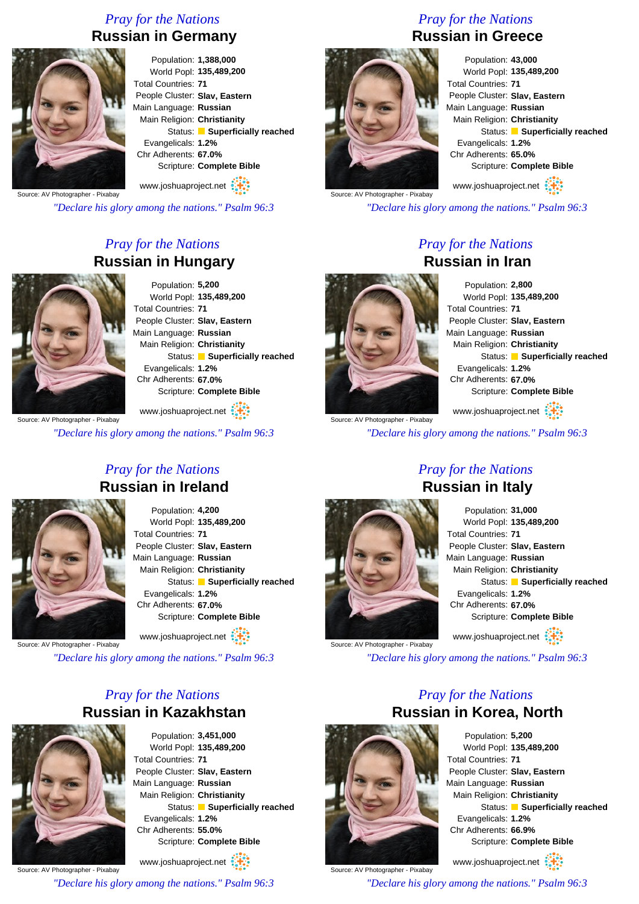*Pray for the Nations*

## Russian in Germany

Source: AV Photographer - Pixabay

Population: **1,388,000**
World Popl: **135,489,200**
Total Countries: **71**
People Cluster: **Slav, Eastern**
Main Language: **Russian**
Main Religion: **Christianity**
Status: **Superficially reached**
Evangelicals: **1.2%**
Chr Adherents: **67.0%**
Scripture: **Complete Bible**

www.joshuaproject.net

*"Declare his glory among the nations." Psalm 96:3*

*Pray for the Nations*

## Russian in Greece

Source: AV Photographer - Pixabay

Population: **43,000**
World Popl: **135,489,200**
Total Countries: **71**
People Cluster: **Slav, Eastern**
Main Language: **Russian**
Main Religion: **Christianity**
Status: **Superficially reached**
Evangelicals: **1.2%**
Chr Adherents: **65.0%**
Scripture: **Complete Bible**

www.joshuaproject.net

*"Declare his glory among the nations." Psalm 96:3*

*Pray for the Nations*

## Russian in Hungary

Source: AV Photographer - Pixabay

Population: **5,200**
World Popl: **135,489,200**
Total Countries: **71**
People Cluster: **Slav, Eastern**
Main Language: **Russian**
Main Religion: **Christianity**
Status: **Superficially reached**
Evangelicals: **1.2%**
Chr Adherents: **67.0%**
Scripture: **Complete Bible**

www.joshuaproject.net

*"Declare his glory among the nations." Psalm 96:3*

*Pray for the Nations*

## Russian in Iran

Source: AV Photographer - Pixabay

Population: **2,800**
World Popl: **135,489,200**
Total Countries: **71**
People Cluster: **Slav, Eastern**
Main Language: **Russian**
Main Religion: **Christianity**
Status: **Superficially reached**
Evangelicals: **1.2%**
Chr Adherents: **67.0%**
Scripture: **Complete Bible**

www.joshuaproject.net

*"Declare his glory among the nations." Psalm 96:3*

*Pray for the Nations*

## Russian in Ireland

Source: AV Photographer - Pixabay

Population: **4,200**
World Popl: **135,489,200**
Total Countries: **71**
People Cluster: **Slav, Eastern**
Main Language: **Russian**
Main Religion: **Christianity**
Status: **Superficially reached**
Evangelicals: **1.2%**
Chr Adherents: **67.0%**
Scripture: **Complete Bible**

www.joshuaproject.net

*"Declare his glory among the nations." Psalm 96:3*

*Pray for the Nations*

## Russian in Italy

Source: AV Photographer - Pixabay

Population: **31,000**
World Popl: **135,489,200**
Total Countries: **71**
People Cluster: **Slav, Eastern**
Main Language: **Russian**
Main Religion: **Christianity**
Status: **Superficially reached**
Evangelicals: **1.2%**
Chr Adherents: **67.0%**
Scripture: **Complete Bible**

www.joshuaproject.net

*"Declare his glory among the nations." Psalm 96:3*

*Pray for the Nations*

## Russian in Kazakhstan

Source: AV Photographer - Pixabay

Population: **3,451,000**
World Popl: **135,489,200**
Total Countries: **71**
People Cluster: **Slav, Eastern**
Main Language: **Russian**
Main Religion: **Christianity**
Status: **Superficially reached**
Evangelicals: **1.2%**
Chr Adherents: **55.0%**
Scripture: **Complete Bible**

www.joshuaproject.net

*"Declare his glory among the nations." Psalm 96:3*

*Pray for the Nations*

## Russian in Korea, North

Source: AV Photographer - Pixabay

Population: **5,200**
World Popl: **135,489,200**
Total Countries: **71**
People Cluster: **Slav, Eastern**
Main Language: **Russian**
Main Religion: **Christianity**
Status: **Superficially reached**
Evangelicals: **1.2%**
Chr Adherents: **66.9%**
Scripture: **Complete Bible**

www.joshuaproject.net

*"Declare his glory among the nations." Psalm 96:3*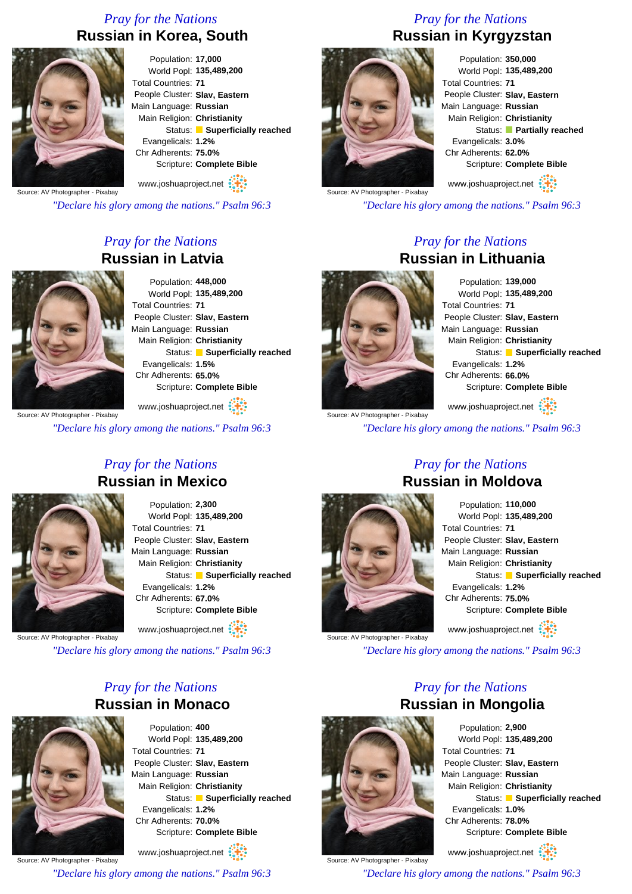*Pray for the Nations*

## Russian in Korea, South

Source: AV Photographer - Pixabay

Population: **17,000**
World Popl: **135,489,200**
Total Countries: **71**
People Cluster: **Slav, Eastern**
Main Language: **Russian**
Main Religion: **Christianity**
Status: **Superficially reached**
Evangelicals: **1.2%**
Chr Adherents: **75.0%**
Scripture: **Complete Bible**

www.joshuaproject.net

*"Declare his glory among the nations." Psalm 96:3*

*Pray for the Nations*

## Russian in Kyrgyzstan

Source: AV Photographer - Pixabay

Population: **350,000**
World Popl: **135,489,200**
Total Countries: **71**
People Cluster: **Slav, Eastern**
Main Language: **Russian**
Main Religion: **Christianity**
Status: **Partially reached**
Evangelicals: **3.0%**
Chr Adherents: **62.0%**
Scripture: **Complete Bible**

www.joshuaproject.net

*"Declare his glory among the nations." Psalm 96:3*

*Pray for the Nations*

## Russian in Latvia

Source: AV Photographer - Pixabay

Population: **448,000**
World Popl: **135,489,200**
Total Countries: **71**
People Cluster: **Slav, Eastern**
Main Language: **Russian**
Main Religion: **Christianity**
Status: **Superficially reached**
Evangelicals: **1.5%**
Chr Adherents: **65.0%**
Scripture: **Complete Bible**

www.joshuaproject.net

*"Declare his glory among the nations." Psalm 96:3*

*Pray for the Nations*

## Russian in Lithuania

Source: AV Photographer - Pixabay

Population: **139,000**
World Popl: **135,489,200**
Total Countries: **71**
People Cluster: **Slav, Eastern**
Main Language: **Russian**
Main Religion: **Christianity**
Status: **Superficially reached**
Evangelicals: **1.2%**
Chr Adherents: **66.0%**
Scripture: **Complete Bible**

www.joshuaproject.net

*"Declare his glory among the nations." Psalm 96:3*

*Pray for the Nations*

## Russian in Mexico

Source: AV Photographer - Pixabay

Population: **2,300**
World Popl: **135,489,200**
Total Countries: **71**
People Cluster: **Slav, Eastern**
Main Language: **Russian**
Main Religion: **Christianity**
Status: **Superficially reached**
Evangelicals: **1.2%**
Chr Adherents: **67.0%**
Scripture: **Complete Bible**

www.joshuaproject.net

*"Declare his glory among the nations." Psalm 96:3*

*Pray for the Nations*

## Russian in Moldova

Source: AV Photographer - Pixabay

Population: **110,000**
World Popl: **135,489,200**
Total Countries: **71**
People Cluster: **Slav, Eastern**
Main Language: **Russian**
Main Religion: **Christianity**
Status: **Superficially reached**
Evangelicals: **1.2%**
Chr Adherents: **75.0%**
Scripture: **Complete Bible**

www.joshuaproject.net

*"Declare his glory among the nations." Psalm 96:3*

*Pray for the Nations*

## Russian in Monaco

Source: AV Photographer - Pixabay

Population: **400**
World Popl: **135,489,200**
Total Countries: **71**
People Cluster: **Slav, Eastern**
Main Language: **Russian**
Main Religion: **Christianity**
Status: **Superficially reached**
Evangelicals: **1.2%**
Chr Adherents: **70.0%**
Scripture: **Complete Bible**

www.joshuaproject.net

*"Declare his glory among the nations." Psalm 96:3*

*Pray for the Nations*

## Russian in Mongolia

Source: AV Photographer - Pixabay

Population: **2,900**
World Popl: **135,489,200**
Total Countries: **71**
People Cluster: **Slav, Eastern**
Main Language: **Russian**
Main Religion: **Christianity**
Status: **Superficially reached**
Evangelicals: **1.0%**
Chr Adherents: **78.0%**
Scripture: **Complete Bible**

www.joshuaproject.net

*"Declare his glory among the nations." Psalm 96:3*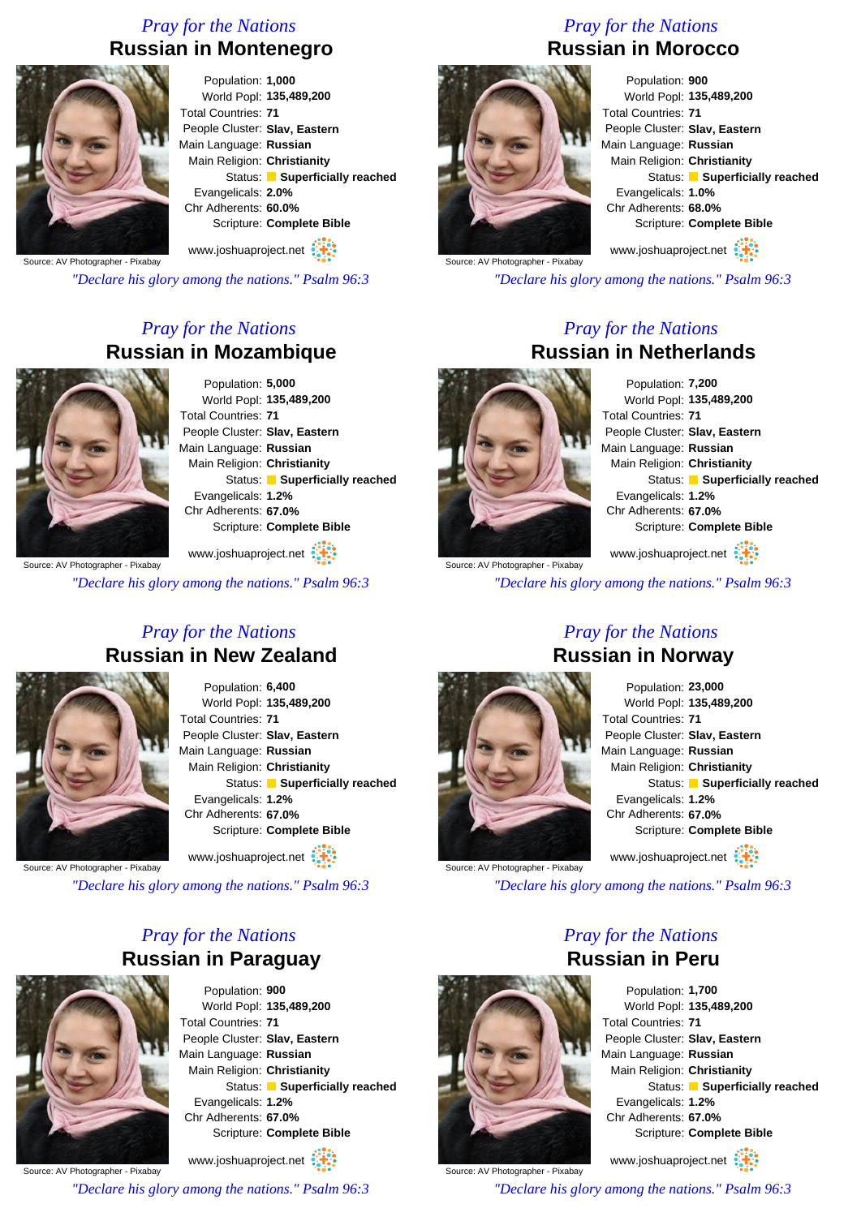*Pray for the Nations*

## Russian in Montenegro

Source: AV Photographer - Pixabay

Population: **1,000**
World Popl: **135,489,200**
Total Countries: **71**
People Cluster: **Slav, Eastern**
Main Language: **Russian**
Main Religion: **Christianity**
Status: **Superficially reached**
Evangelicals: **2.0%**
Chr Adherents: **60.0%**
Scripture: **Complete Bible**

www.joshuaproject.net

*"Declare his glory among the nations." Psalm 96:3*

*Pray for the Nations*

## Russian in Morocco

Source: AV Photographer - Pixabay

Population: **900**
World Popl: **135,489,200**
Total Countries: **71**
People Cluster: **Slav, Eastern**
Main Language: **Russian**
Main Religion: **Christianity**
Status: **Superficially reached**
Evangelicals: **1.0%**
Chr Adherents: **68.0%**
Scripture: **Complete Bible**

www.joshuaproject.net

*"Declare his glory among the nations." Psalm 96:3*

*Pray for the Nations*

## Russian in Mozambique

Source: AV Photographer - Pixabay

Population: **5,000**
World Popl: **135,489,200**
Total Countries: **71**
People Cluster: **Slav, Eastern**
Main Language: **Russian**
Main Religion: **Christianity**
Status: **Superficially reached**
Evangelicals: **1.2%**
Chr Adherents: **67.0%**
Scripture: **Complete Bible**

www.joshuaproject.net

*"Declare his glory among the nations." Psalm 96:3*

*Pray for the Nations*

## Russian in Netherlands

Source: AV Photographer - Pixabay

Population: **7,200**
World Popl: **135,489,200**
Total Countries: **71**
People Cluster: **Slav, Eastern**
Main Language: **Russian**
Main Religion: **Christianity**
Status: **Superficially reached**
Evangelicals: **1.2%**
Chr Adherents: **67.0%**
Scripture: **Complete Bible**

www.joshuaproject.net

*"Declare his glory among the nations." Psalm 96:3*

*Pray for the Nations*

## Russian in New Zealand

Source: AV Photographer - Pixabay

Population: **6,400**
World Popl: **135,489,200**
Total Countries: **71**
People Cluster: **Slav, Eastern**
Main Language: **Russian**
Main Religion: **Christianity**
Status: **Superficially reached**
Evangelicals: **1.2%**
Chr Adherents: **67.0%**
Scripture: **Complete Bible**

www.joshuaproject.net

*"Declare his glory among the nations." Psalm 96:3*

*Pray for the Nations*

## Russian in Norway

Source: AV Photographer - Pixabay

Population: **23,000**
World Popl: **135,489,200**
Total Countries: **71**
People Cluster: **Slav, Eastern**
Main Language: **Russian**
Main Religion: **Christianity**
Status: **Superficially reached**
Evangelicals: **1.2%**
Chr Adherents: **67.0%**
Scripture: **Complete Bible**

www.joshuaproject.net

*"Declare his glory among the nations." Psalm 96:3*

*Pray for the Nations*

## Russian in Paraguay

Source: AV Photographer - Pixabay

Population: **900**
World Popl: **135,489,200**
Total Countries: **71**
People Cluster: **Slav, Eastern**
Main Language: **Russian**
Main Religion: **Christianity**
Status: **Superficially reached**
Evangelicals: **1.2%**
Chr Adherents: **67.0%**
Scripture: **Complete Bible**

www.joshuaproject.net

*"Declare his glory among the nations." Psalm 96:3*

*Pray for the Nations*

## Russian in Peru

Source: AV Photographer - Pixabay

Population: **1,700**
World Popl: **135,489,200**
Total Countries: **71**
People Cluster: **Slav, Eastern**
Main Language: **Russian**
Main Religion: **Christianity**
Status: **Superficially reached**
Evangelicals: **1.2%**
Chr Adherents: **67.0%**
Scripture: **Complete Bible**

www.joshuaproject.net

*"Declare his glory among the nations." Psalm 96:3*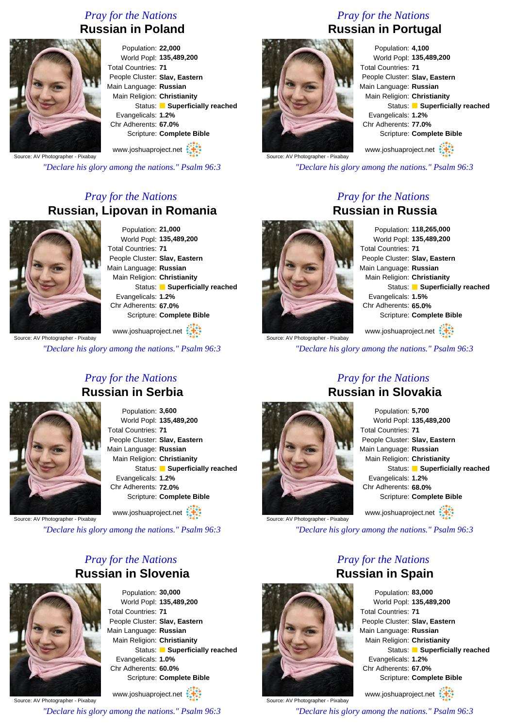*Pray for the Nations*

## Russian in Poland

Source: AV Photographer - Pixabay

Population: **22,000**
World Popl: **135,489,200**
Total Countries: **71**
People Cluster: **Slav, Eastern**
Main Language: **Russian**
Main Religion: **Christianity**
Status: **Superficially reached**
Evangelicals: **1.2%**
Chr Adherents: **67.0%**
Scripture: **Complete Bible**

www.joshuaproject.net

*"Declare his glory among the nations." Psalm 96:3*

*Pray for the Nations*

## Russian in Portugal

Source: AV Photographer - Pixabay

Population: **4,100**
World Popl: **135,489,200**
Total Countries: **71**
People Cluster: **Slav, Eastern**
Main Language: **Russian**
Main Religion: **Christianity**
Status: **Superficially reached**
Evangelicals: **1.2%**
Chr Adherents: **77.0%**
Scripture: **Complete Bible**

www.joshuaproject.net

*"Declare his glory among the nations." Psalm 96:3*

*Pray for the Nations*

## Russian, Lipovan in Romania

Source: AV Photographer - Pixabay

Population: **21,000**
World Popl: **135,489,200**
Total Countries: **71**
People Cluster: **Slav, Eastern**
Main Language: **Russian**
Main Religion: **Christianity**
Status: **Superficially reached**
Evangelicals: **1.2%**
Chr Adherents: **67.0%**
Scripture: **Complete Bible**

www.joshuaproject.net

*"Declare his glory among the nations." Psalm 96:3*

*Pray for the Nations*

## Russian in Russia

Source: AV Photographer - Pixabay

Population: **118,265,000**
World Popl: **135,489,200**
Total Countries: **71**
People Cluster: **Slav, Eastern**
Main Language: **Russian**
Main Religion: **Christianity**
Status: **Superficially reached**
Evangelicals: **1.5%**
Chr Adherents: **65.0%**
Scripture: **Complete Bible**

www.joshuaproject.net

*"Declare his glory among the nations." Psalm 96:3*

*Pray for the Nations*

## Russian in Serbia

Source: AV Photographer - Pixabay

Population: **3,600**
World Popl: **135,489,200**
Total Countries: **71**
People Cluster: **Slav, Eastern**
Main Language: **Russian**
Main Religion: **Christianity**
Status: **Superficially reached**
Evangelicals: **1.2%**
Chr Adherents: **72.0%**
Scripture: **Complete Bible**

www.joshuaproject.net

*"Declare his glory among the nations." Psalm 96:3*

*Pray for the Nations*

## Russian in Slovakia

Source: AV Photographer - Pixabay

Population: **5,700**
World Popl: **135,489,200**
Total Countries: **71**
People Cluster: **Slav, Eastern**
Main Language: **Russian**
Main Religion: **Christianity**
Status: **Superficially reached**
Evangelicals: **1.2%**
Chr Adherents: **68.0%**
Scripture: **Complete Bible**

www.joshuaproject.net

*"Declare his glory among the nations." Psalm 96:3*

*Pray for the Nations*

## Russian in Slovenia

Source: AV Photographer - Pixabay

Population: **30,000**
World Popl: **135,489,200**
Total Countries: **71**
People Cluster: **Slav, Eastern**
Main Language: **Russian**
Main Religion: **Christianity**
Status: **Superficially reached**
Evangelicals: **1.0%**
Chr Adherents: **60.0%**
Scripture: **Complete Bible**

www.joshuaproject.net

*"Declare his glory among the nations." Psalm 96:3*

*Pray for the Nations*

## Russian in Spain

Source: AV Photographer - Pixabay

Population: **83,000**
World Popl: **135,489,200**
Total Countries: **71**
People Cluster: **Slav, Eastern**
Main Language: **Russian**
Main Religion: **Christianity**
Status: **Superficially reached**
Evangelicals: **1.2%**
Chr Adherents: **67.0%**
Scripture: **Complete Bible**

www.joshuaproject.net

*"Declare his glory among the nations." Psalm 96:3*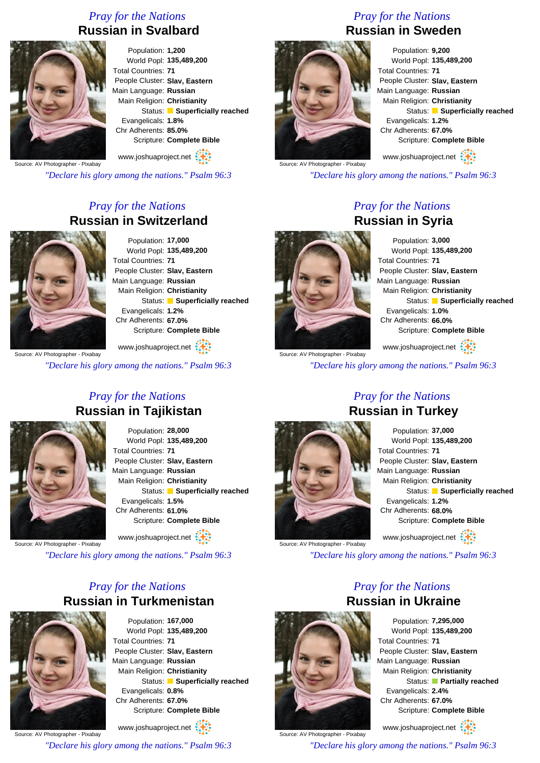*Pray for the Nations*

## Russian in Svalbard

Source: AV Photographer - Pixabay

Population: **1,200**
World Popl: **135,489,200**
Total Countries: **71**
People Cluster: **Slav, Eastern**
Main Language: **Russian**
Main Religion: **Christianity**
Status: **Superficially reached**
Evangelicals: **1.8%**
Chr Adherents: **85.0%**
Scripture: **Complete Bible**

www.joshuaproject.net

*"Declare his glory among the nations." Psalm 96:3*

*Pray for the Nations*

## Russian in Sweden

Source: AV Photographer - Pixabay

Population: **9,200**
World Popl: **135,489,200**
Total Countries: **71**
People Cluster: **Slav, Eastern**
Main Language: **Russian**
Main Religion: **Christianity**
Status: **Superficially reached**
Evangelicals: **1.2%**
Chr Adherents: **67.0%**
Scripture: **Complete Bible**

www.joshuaproject.net

*"Declare his glory among the nations." Psalm 96:3*

*Pray for the Nations*

## Russian in Switzerland

Source: AV Photographer - Pixabay

Population: **17,000**
World Popl: **135,489,200**
Total Countries: **71**
People Cluster: **Slav, Eastern**
Main Language: **Russian**
Main Religion: **Christianity**
Status: **Superficially reached**
Evangelicals: **1.2%**
Chr Adherents: **67.0%**
Scripture: **Complete Bible**

www.joshuaproject.net

*"Declare his glory among the nations." Psalm 96:3*

*Pray for the Nations*

## Russian in Syria

Source: AV Photographer - Pixabay

Population: **3,000**
World Popl: **135,489,200**
Total Countries: **71**
People Cluster: **Slav, Eastern**
Main Language: **Russian**
Main Religion: **Christianity**
Status: **Superficially reached**
Evangelicals: **1.0%**
Chr Adherents: **66.0%**
Scripture: **Complete Bible**

www.joshuaproject.net

*"Declare his glory among the nations." Psalm 96:3*

*Pray for the Nations*

## Russian in Tajikistan

Source: AV Photographer - Pixabay

Population: **28,000**
World Popl: **135,489,200**
Total Countries: **71**
People Cluster: **Slav, Eastern**
Main Language: **Russian**
Main Religion: **Christianity**
Status: **Superficially reached**
Evangelicals: **1.5%**
Chr Adherents: **61.0%**
Scripture: **Complete Bible**

www.joshuaproject.net

*"Declare his glory among the nations." Psalm 96:3*

*Pray for the Nations*

## Russian in Turkey

Source: AV Photographer - Pixabay

Population: **37,000**
World Popl: **135,489,200**
Total Countries: **71**
People Cluster: **Slav, Eastern**
Main Language: **Russian**
Main Religion: **Christianity**
Status: **Superficially reached**
Evangelicals: **1.2%**
Chr Adherents: **68.0%**
Scripture: **Complete Bible**

www.joshuaproject.net

*"Declare his glory among the nations." Psalm 96:3*

*Pray for the Nations*

## Russian in Turkmenistan

Source: AV Photographer - Pixabay

Population: **167,000**
World Popl: **135,489,200**
Total Countries: **71**
People Cluster: **Slav, Eastern**
Main Language: **Russian**
Main Religion: **Christianity**
Status: **Superficially reached**
Evangelicals: **0.8%**
Chr Adherents: **67.0%**
Scripture: **Complete Bible**

www.joshuaproject.net

*"Declare his glory among the nations." Psalm 96:3*

*Pray for the Nations*

## Russian in Ukraine

Source: AV Photographer - Pixabay

Population: **7,295,000**
World Popl: **135,489,200**
Total Countries: **71**
People Cluster: **Slav, Eastern**
Main Language: **Russian**
Main Religion: **Christianity**
Status: **Partially reached**
Evangelicals: **2.4%**
Chr Adherents: **67.0%**
Scripture: **Complete Bible**

www.joshuaproject.net

*"Declare his glory among the nations." Psalm 96:3*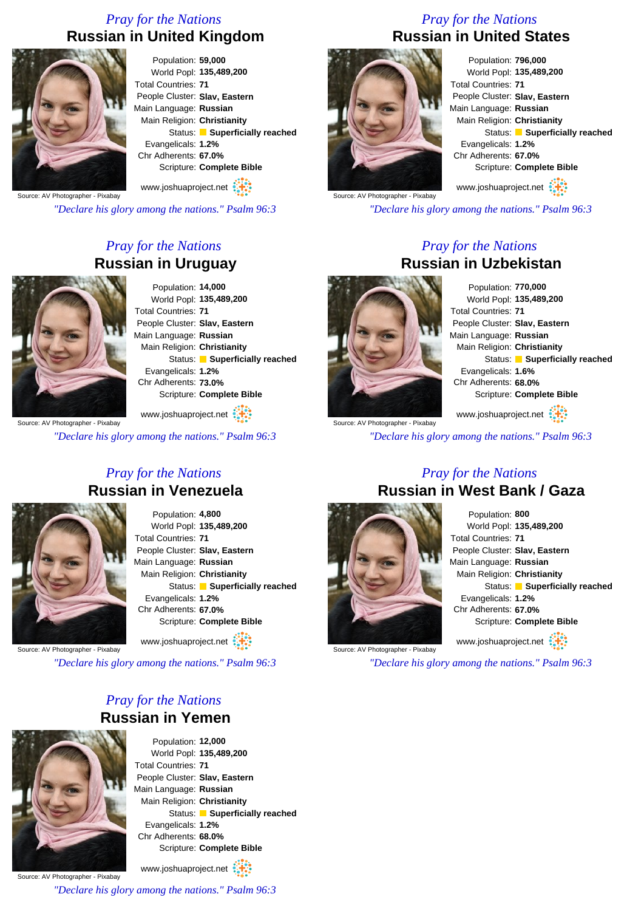*Pray for the Nations*

## Russian in United Kingdom

Population: **59,000**
World Popl: **135,489,200**
Total Countries: **71**
People Cluster: **Slav, Eastern**
Main Language: **Russian**
Main Religion: **Christianity**
Status: **Superficially reached**
Evangelicals: **1.2%**
Chr Adherents: **67.0%**
Scripture: **Complete Bible**

Source: AV Photographer - Pixabay

www.joshuaproject.net

*"Declare his glory among the nations." Psalm 96:3*

*Pray for the Nations*

## Russian in United States

Population: **796,000**
World Popl: **135,489,200**
Total Countries: **71**
People Cluster: **Slav, Eastern**
Main Language: **Russian**
Main Religion: **Christianity**
Status: **Superficially reached**
Evangelicals: **1.2%**
Chr Adherents: **67.0%**
Scripture: **Complete Bible**

Source: AV Photographer - Pixabay

www.joshuaproject.net

*"Declare his glory among the nations." Psalm 96:3*

*Pray for the Nations*

## Russian in Uruguay

Population: **14,000**
World Popl: **135,489,200**
Total Countries: **71**
People Cluster: **Slav, Eastern**
Main Language: **Russian**
Main Religion: **Christianity**
Status: **Superficially reached**
Evangelicals: **1.2%**
Chr Adherents: **73.0%**
Scripture: **Complete Bible**

Source: AV Photographer - Pixabay

www.joshuaproject.net

*"Declare his glory among the nations." Psalm 96:3*

*Pray for the Nations*

## Russian in Uzbekistan

Population: **770,000**
World Popl: **135,489,200**
Total Countries: **71**
People Cluster: **Slav, Eastern**
Main Language: **Russian**
Main Religion: **Christianity**
Status: **Superficially reached**
Evangelicals: **1.6%**
Chr Adherents: **68.0%**
Scripture: **Complete Bible**

Source: AV Photographer - Pixabay

www.joshuaproject.net

*"Declare his glory among the nations." Psalm 96:3*

*Pray for the Nations*

## Russian in Venezuela

Population: **4,800**
World Popl: **135,489,200**
Total Countries: **71**
People Cluster: **Slav, Eastern**
Main Language: **Russian**
Main Religion: **Christianity**
Status: **Superficially reached**
Evangelicals: **1.2%**
Chr Adherents: **67.0%**
Scripture: **Complete Bible**

Source: AV Photographer - Pixabay

www.joshuaproject.net

*"Declare his glory among the nations." Psalm 96:3*

*Pray for the Nations*

## Russian in West Bank / Gaza

Population: **800**
World Popl: **135,489,200**
Total Countries: **71**
People Cluster: **Slav, Eastern**
Main Language: **Russian**
Main Religion: **Christianity**
Status: **Superficially reached**
Evangelicals: **1.2%**
Chr Adherents: **67.0%**
Scripture: **Complete Bible**

Source: AV Photographer - Pixabay

www.joshuaproject.net

*"Declare his glory among the nations." Psalm 96:3*

*Pray for the Nations*

## Russian in Yemen

Population: **12,000**
World Popl: **135,489,200**
Total Countries: **71**
People Cluster: **Slav, Eastern**
Main Language: **Russian**
Main Religion: **Christianity**
Status: **Superficially reached**
Evangelicals: **1.2%**
Chr Adherents: **68.0%**
Scripture: **Complete Bible**

Source: AV Photographer - Pixabay

www.joshuaproject.net

*"Declare his glory among the nations." Psalm 96:3*